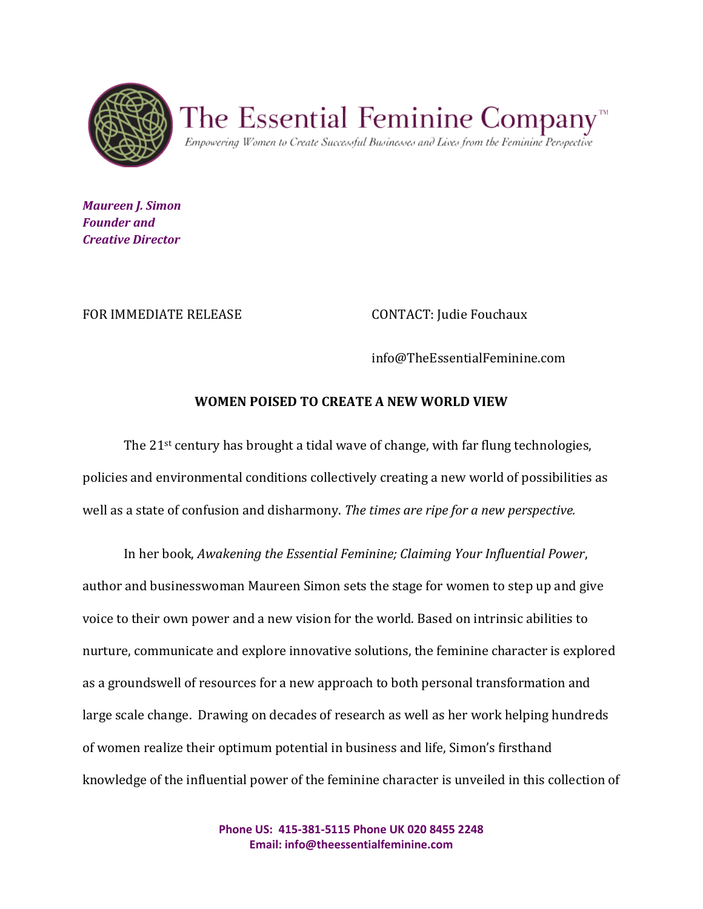# The Essential Feminine Company™

*Empowering Women to Create Successful Businesses and Lives from the Feminine Perspective*

***Maureen J. Simon***
***Founder and***
***Creative Director***

FOR IMMEDIATE RELEASE

CONTACT: Judie Fouchaux

info@TheEssentialFeminine.com

**WOMEN POISED TO CREATE A NEW WORLD VIEW**

The 21st century has brought a tidal wave of change, with far flung technologies, policies and environmental conditions collectively creating a new world of possibilities as well as a state of confusion and disharmony. *The times are ripe for a new perspective.*

In her book, *Awakening the Essential Feminine; Claiming Your Influential Power*, author and businesswoman Maureen Simon sets the stage for women to step up and give voice to their own power and a new vision for the world. Based on intrinsic abilities to nurture, communicate and explore innovative solutions, the feminine character is explored as a groundswell of resources for a new approach to both personal transformation and large scale change. Drawing on decades of research as well as her work helping hundreds of women realize their optimum potential in business and life, Simon's firsthand knowledge of the influential power of the feminine character is unveiled in this collection of

**Phone US: 415-381-5115 Phone UK 020 8455 2248**
**Email: info@theessentialfeminine.com**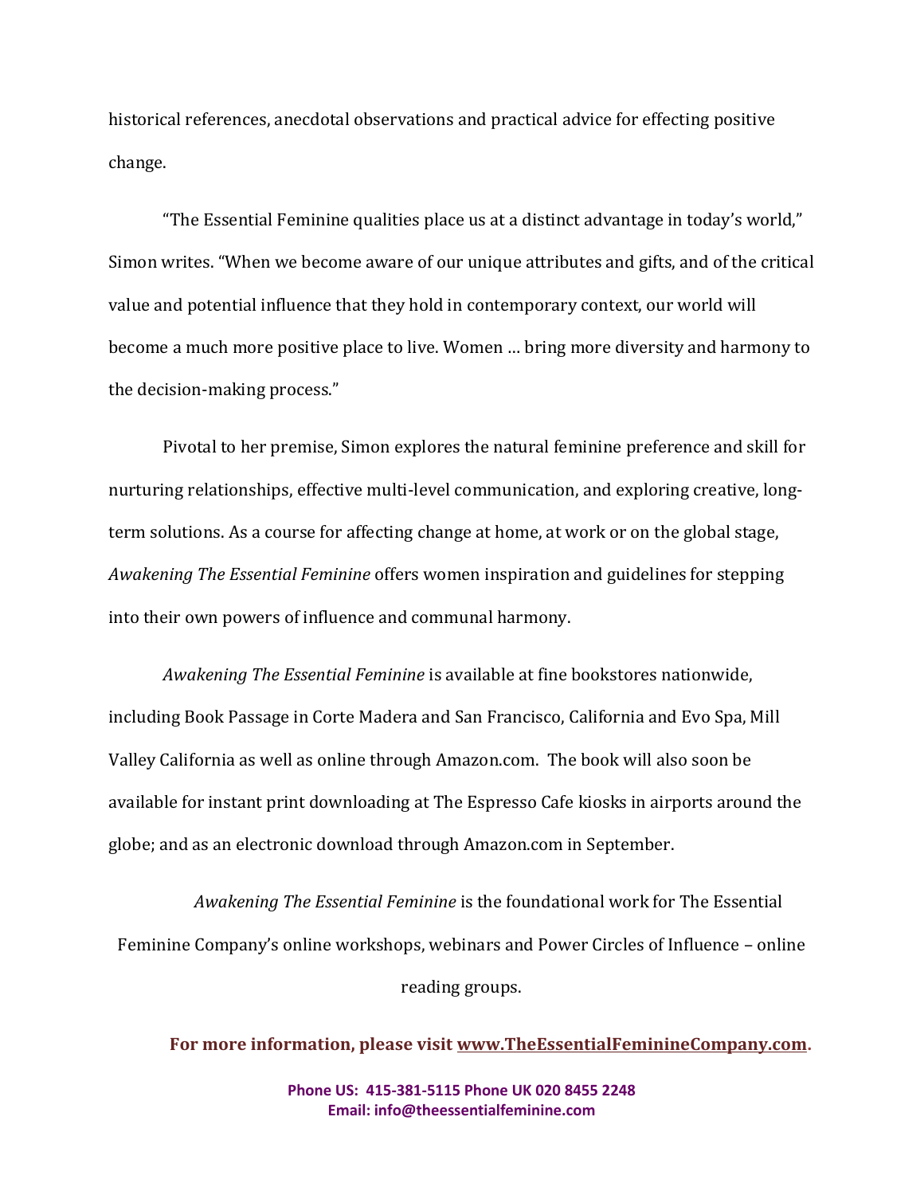historical references, anecdotal observations and practical advice for effecting positive change.

"The Essential Feminine qualities place us at a distinct advantage in today's world," Simon writes. "When we become aware of our unique attributes and gifts, and of the critical value and potential influence that they hold in contemporary context, our world will become a much more positive place to live. Women … bring more diversity and harmony to the decision-making process."

Pivotal to her premise, Simon explores the natural feminine preference and skill for nurturing relationships, effective multi-level communication, and exploring creative, long-term solutions. As a course for affecting change at home, at work or on the global stage, *Awakening The Essential Feminine* offers women inspiration and guidelines for stepping into their own powers of influence and communal harmony.

*Awakening The Essential Feminine* is available at fine bookstores nationwide, including Book Passage in Corte Madera and San Francisco, California and Evo Spa, Mill Valley California as well as online through Amazon.com. The book will also soon be available for instant print downloading at The Espresso Cafe kiosks in airports around the globe; and as an electronic download through Amazon.com in September.

*Awakening The Essential Feminine* is the foundational work for The Essential Feminine Company's online workshops, webinars and Power Circles of Influence – online reading groups.

**For more information, please visit [www.TheEssentialFeminineCompany.com](http://www.TheEssentialFeminineCompany.com).**

**Phone US: 415-381-5115 Phone UK 020 8455 2248**
**Email: info@theessentialfeminine.com**